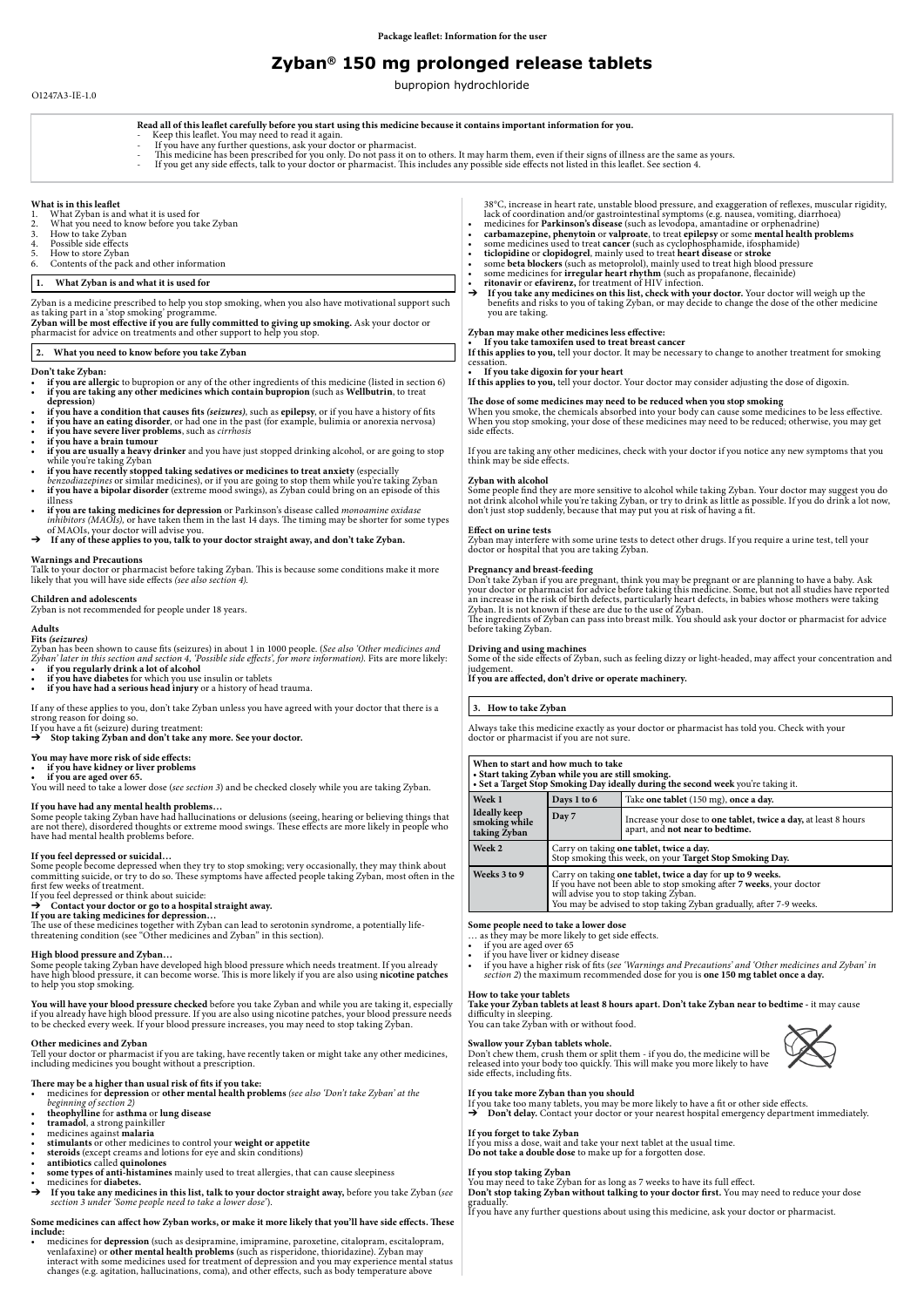Package leaflet: Information for the user

# Zyban® 150 mg prolonged release tablets

bupropion hydrochloride

O1247A3-IE-1.0

**Read all of this leaflet carefully before you start using this medicine because it contains important information for you.**

- Keep this leaflet. You may need to read it again.
- If you have any further questions, ask your doctor or pharmacist.
- This medicine has been prescribed for you only. Do not pass it on to others. It may harm them, even if their signs of illness are the same as yours.
- If you get any side effects, talk to your doctor or pharmacist. This includes any possible side effects not listed in this leaflet. See section 4.

**What is in this leaflet**

1. What Zyban is and what it is used for
2. What you need to know before you take Zyban
3. How to take Zyban
4. Possible side effects
5. How to store Zyban
6. Contents of the pack and other information

## 1. What Zyban is and what it is used for

Zyban is a medicine prescribed to help you stop smoking, when you also have motivational support such as taking part in a 'stop smoking' programme.
**Zyban will be most effective if you are fully committed to giving up smoking.** Ask your doctor or pharmacist for advice on treatments and other support to help you stop.

## 2. What you need to know before you take Zyban

**Don't take Zyban:**

- **if you are allergic** to bupropion or any of the other ingredients of this medicine (listed in section 6)
- **if you are taking any other medicines which contain bupropion** (such as **Wellbutrin**, to treat **depression**)
- **if you have a condition that causes fits** ***(seizures)***, such as **epilepsy**, or if you have a history of fits
- **if you have an eating disorder**, or had one in the past (for example, bulimia or anorexia nervosa)
- **if you have severe liver problems**, such as *cirrhosis*
- **if you have a brain tumour**
- **if you are usually a heavy drinker** and you have just stopped drinking alcohol, or are going to stop while you're taking Zyban
- **if you have recently stopped taking sedatives or medicines to treat anxiety** (especially *benzodiazepines* or similar medicines), or if you are going to stop them while you're taking Zyban
- **if you have a bipolar disorder** (extreme mood swings), as Zyban could bring on an episode of this illness
- **if you are taking medicines for depression** or Parkinson's disease called *monoamine oxidase inhibitors (MAOIs)*, or have taken them in the last 14 days. The timing may be shorter for some types of MAOIs, your doctor will advise you.

➔ **If any of these applies to you, talk to your doctor straight away, and don't take Zyban.**

**Warnings and Precautions**

Talk to your doctor or pharmacist before taking Zyban. This is because some conditions make it more likely that you will have side effects *(see also section 4)*.

**Children and adolescents**

Zyban is not recommended for people under 18 years.

**Adults**

**Fits** ***(seizures)***

Zyban has been shown to cause fits (seizures) in about 1 in 1000 people. (*See also 'Other medicines and Zyban' later in this section and section 4, 'Possible side effects', for more information).* Fits are more likely:

- **if you regularly drink a lot of alcohol**
- **if you have diabetes** for which you use insulin or tablets
- **if you have had a serious head injury** or a history of head trauma.

If any of these applies to you, don't take Zyban unless you have agreed with your doctor that there is a strong reason for doing so.
If you have a fit (seizure) during treatment:

➔ **Stop taking Zyban and don't take any more. See your doctor.**

**You may have more risk of side effects:**

- **if you have kidney or liver problems**
- **if you are aged over 65.**

You will need to take a lower dose (*see section 3*) and be checked closely while you are taking Zyban.

**If you have had any mental health problems…**

Some people taking Zyban have had hallucinations or delusions (seeing, hearing or believing things that are not there), disordered thoughts or extreme mood swings. These effects are more likely in people who have had mental health problems before.

**If you feel depressed or suicidal…**

Some people become depressed when they try to stop smoking; very occasionally, they may think about committing suicide, or try to do so. These symptoms have affected people taking Zyban, most often in the first few weeks of treatment.
If you feel depressed or think about suicide:

➔ **Contact your doctor or go to a hospital straight away.**

**If you are taking medicines for depression…**
The use of these medicines together with Zyban can lead to serotonin syndrome, a potentially life-threatening condition (see "Other medicines and Zyban" in this section).

**High blood pressure and Zyban…**

Some people taking Zyban have developed high blood pressure which needs treatment. If you already have high blood pressure, it can become worse. This is more likely if you are also using **nicotine patches** to help you stop smoking.

**You will have your blood pressure checked** before you take Zyban and while you are taking it, especially if you already have high blood pressure. If you are also using nicotine patches, your blood pressure needs to be checked every week. If your blood pressure increases, you may need to stop taking Zyban.

**Other medicines and Zyban**

Tell your doctor or pharmacist if you are taking, have recently taken or might take any other medicines, including medicines you bought without a prescription.

**There may be a higher than usual risk of fits if you take:**

- medicines for **depression** or **other mental health problems** *(see also 'Don't take Zyban' at the beginning of section 2)*
- **theophylline** for **asthma** or **lung disease**
- **tramadol**, a strong painkiller
- medicines against **malaria**
- **stimulants** or other medicines to control your **weight or appetite**
- **steroids** (except creams and lotions for eye and skin conditions)
- **antibiotics** called **quinolones**
- **some types of anti-histamines** mainly used to treat allergies, that can cause sleepiness
- medicines for **diabetes.**

➔ **If you take any medicines in this list, talk to your doctor straight away,** before you take Zyban (*see section 3 under 'Some people need to take a lower dose'*).

**Some medicines can affect how Zyban works, or make it more likely that you'll have side effects. These include:**

- medicines for **depression** (such as desipramine, imipramine, paroxetine, citalopram, escitalopram, venlafaxine) or **other mental health problems** (such as risperidone, thioridazine). Zyban may interact with some medicines used for treatment of depression and you may experience mental status changes (e.g. agitation, hallucinations, coma), and other effects, such as body temperature above 38°C, increase in heart rate, unstable blood pressure, and exaggeration of reflexes, muscular rigidity, lack of coordination and/or gastrointestinal symptoms (e.g. nausea, vomiting, diarrhoea)
- medicines for **Parkinson's disease** (such as levodopa, amantadine or orphenadrine)
- **carbamazepine, phenytoin** or **valproate**, to treat **epilepsy** or some **mental health problems**
- some medicines used to treat **cancer** (such as cyclophosphamide, ifosphamide)
- **ticlopidine** or **clopidogrel**, mainly used to treat **heart disease** or **stroke**
- some **beta blockers** (such as metoprolol), mainly used to treat high blood pressure
- some medicines for **irregular heart rhythm** (such as propafanone, flecainide)
- **ritonavir** or **efavirenz,** for treatment of HIV infection.

➔ **If you take any medicines on this list, check with your doctor.** Your doctor will weigh up the benefits and risks to you of taking Zyban, or may decide to change the dose of the other medicine you are taking.

**Zyban may make other medicines less effective:**

- **If you take tamoxifen used to treat breast cancer**

**If this applies to you,** tell your doctor. It may be necessary to change to another treatment for smoking cessation.

- **If you take digoxin for your heart**

**If this applies to you,** tell your doctor. Your doctor may consider adjusting the dose of digoxin.

**The dose of some medicines may need to be reduced when you stop smoking**

When you smoke, the chemicals absorbed into your body can cause some medicines to be less effective. When you stop smoking, your dose of these medicines may need to be reduced; otherwise, you may get side effects.

If you are taking any other medicines, check with your doctor if you notice any new symptoms that you think may be side effects.

**Zyban with alcohol**

Some people find they are more sensitive to alcohol while taking Zyban. Your doctor may suggest you do not drink alcohol while you're taking Zyban, or try to drink as little as possible. If you do drink a lot now, don't just stop suddenly, because that may put you at risk of having a fit.

**Effect on urine tests**

Zyban may interfere with some urine tests to detect other drugs. If you require a urine test, tell your doctor or hospital that you are taking Zyban.

**Pregnancy and breast-feeding**

Don't take Zyban if you are pregnant, think you may be pregnant or are planning to have a baby. Ask your doctor or pharmacist for advice before taking this medicine. Some, but not all studies have reported an increase in the risk of birth defects, particularly heart defects, in babies whose mothers were taking Zyban. It is not known if these are due to the use of Zyban.
The ingredients of Zyban can pass into breast milk. You should ask your doctor or pharmacist for advice before taking Zyban.

**Driving and using machines**

Some of the side effects of Zyban, such as feeling dizzy or light-headed, may affect your concentration and judgement.
**If you are affected, don't drive or operate machinery.**

## 3. How to take Zyban

Always take this medicine exactly as your doctor or pharmacist has told you. Check with your doctor or pharmacist if you are not sure.

**When to start and how much to take**
- **Start taking Zyban while you are still smoking.**
- **Set a Target Stop Smoking Day ideally during the second week** you're taking it.

| | | |
|---|---|---|
| **Week 1** | **Days 1 to 6** | Take **one tablet** (150 mg), **once a day.** |
| **Ideally keep smoking while taking Zyban** | **Day 7** | Increase your dose to **one tablet, twice a day,** at least 8 hours apart, and **not near to bedtime.** |
| **Week 2** | Carry on taking **one tablet, twice a day.** Stop smoking this week, on your **Target Stop Smoking Day.** | |
| **Weeks 3 to 9** | Carry on taking **one tablet, twice a day** for **up to 9 weeks.** If you have not been able to stop smoking after **7 weeks**, your doctor will advise you to stop taking Zyban. You may be advised to stop taking Zyban gradually, after 7-9 weeks. | |

**Some people need to take a lower dose**

… as they may be more likely to get side effects.

- if you are aged over 65
- if you have liver or kidney disease
- if you have a higher risk of fits (*see 'Warnings and Precautions' and 'Other medicines and Zyban' in section 2*) the maximum recommended dose for you is **one 150 mg tablet once a day.**

**How to take your tablets**

**Take your Zyban tablets at least 8 hours apart. Don't take Zyban near to bedtime** - it may cause difficulty in sleeping.
You can take Zyban with or without food.

**Swallow your Zyban tablets whole.**

Don't chew them, crush them or split them - if you do, the medicine will be released into your body too quickly. This will make you more likely to have side effects, including fits.

**If you take more Zyban than you should**

If you take too many tablets, you may be more likely to have a fit or other side effects.

➔ **Don't delay.** Contact your doctor or your nearest hospital emergency department immediately.

**If you forget to take Zyban**

If you miss a dose, wait and take your next tablet at the usual time.
**Do not take a double dose** to make up for a forgotten dose.

**If you stop taking Zyban**

You may need to take Zyban for as long as 7 weeks to have its full effect.
**Don't stop taking Zyban without talking to your doctor first.** You may need to reduce your dose gradually.
If you have any further questions about using this medicine, ask your doctor or pharmacist.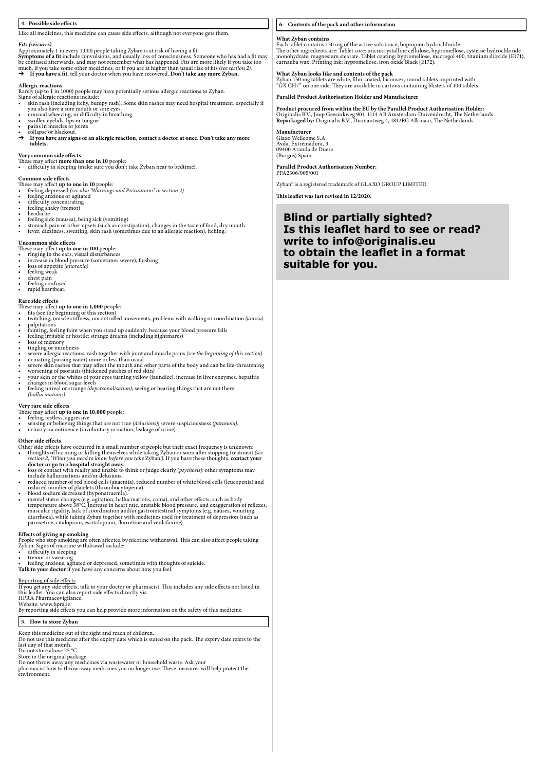## 4. Possible side effects

Like all medicines, this medicine can cause side effects, although not everyone gets them.

### *Fits (seizures)*

Approximately 1 in every 1,000 people taking Zyban is at risk of having a fit.

**Symptoms of a fit** include convulsions, and usually loss of consciousness. Someone who has had a fit may be confused afterwards, and may not remember what has happened. Fits are more likely if you take too much, if you take some other medicines, or if you are at higher than usual risk of fits *(see section 2)*.

➔ **If you have a fit**, tell your doctor when you have recovered. **Don't take any more Zyban.**

### Allergic reactions

Rarely (up to 1 in 1000) people may have potentially serious allergic reactions to Zyban.

Signs of allergic reactions include:

- skin rash (including itchy, bumpy rash). Some skin rashes may need hospital treatment, especially if you also have a sore mouth or sore eyes.
- unusual wheezing, or difficulty in breathing
- swollen eyelids, lips or tongue
- pains in muscles or joints
- collapse or blackout.

➔ **If you have any signs of an allergic reaction, contact a doctor at once. Don't take any more tablets.**

### Very common side effects

These may affect **more than one in 10** people:

- difficulty in sleeping (make sure you don't take Zyban near to bedtime).

### Common side effects

These may affect **up to one in 10** people:

- feeling depressed *(see also 'Warnings and Precautions' in section 2)*
- feeling anxious or agitated
- difficulty concentrating
- feeling shaky (tremor)
- headache
- feeling sick (nausea), being sick (vomiting)
- stomach pain or other upsets (such as constipation), changes in the taste of food, dry mouth
- fever, dizziness, sweating, skin rash (sometimes due to an allergic reaction), itching.

### Uncommon side effects

These may affect **up to one in 100** people:

- ringing in the ears, visual disturbances
- increase in blood pressure (sometimes severe), flushing
- loss of appetite *(anorexia)*
- feeling weak
- chest pain
- feeling confused
- rapid heartbeat.

### Rare side effects

These may affect **up to one in 1,000** people:

- fits (see the beginning of this section)
- twitching, muscle stiffness, uncontrolled movements, problems with walking or coordination *(ataxia)*
- palpitations
- fainting, feeling faint when you stand up suddenly, because your blood pressure falls
- feeling irritable or hostile; strange dreams (including nightmares)
- loss of memory
- tingling or numbness
- severe allergic reactions; rash together with joint and muscle pains *(see the beginning of this section)*
- urinating (passing water) more or less than usual
- severe skin rashes that may affect the mouth and other parts of the body and can be life-threatening
- worsening of psoriasis (thickened patches of red skin)
- your skin or the whites of your eyes turning yellow (jaundice), increase in liver enzymes, hepatitis
- changes in blood sugar levels
- feeling unreal or strange *(depersonalisation)*; seeing or hearing things that are not there *(hallucinations)*.

### Very rare side effects

These may affect **up to one in 10,000** people:

- feeling restless, aggressive
- sensing or believing things that are not true *(delusions)*; severe suspiciousness *(paranoia)*.
- urinary incontinence (involuntary urination, leakage of urine)

### Other side effects

Other side effects have occurred in a small number of people but their exact frequency is unknown:

- thoughts of harming or killing themselves while taking Zyban or soon after stopping treatment *(see section 2, 'What you need to know before you take* Zyban*')*. If you have these thoughts, **contact your doctor or go to a hospital straight away.**
- loss of contact with reality and unable to think or judge clearly *(psychosis)*; other symptoms may include hallucinations and/or delusions.
- reduced number of red blood cells (anaemia), reduced number of white blood cells (leucopenia) and reduced number of platelets (thrombocytopenia).
- blood sodium decreased (hyponatraemia).
- mental status changes (e.g. agitation, hallucinations, coma), and other effects, such as body temperature above 38°C, increase in heart rate, unstable blood pressure, and exaggeration of reflexes, muscular rigidity, lack of coordination and/or gastrointestinal symptoms (e.g. nausea, vomiting, diarrhoea), while taking Zyban together with medicines used for treatment of depression (such as paroxetine, citalopram, escitalopram, fluoxetine and venlafaxine).

### Effects of giving up smoking

People who stop smoking are often affected by nicotine withdrawal. This can also affect people taking Zyban. Signs of nicotine withdrawal include:

- difficulty in sleeping
- tremor or sweating
- feeling anxious, agitated or depressed, sometimes with thoughts of suicide.

**Talk to your doctor** if you have any concerns about how you feel.

Reporting of side effects

If you get any side effects, talk to your doctor or pharmacist. This includes any side effects not listed in this leaflet. You can also report side effects directly via

HPRA Pharmacovigilance,

Website: www.hpra.ie

By reporting side effects you can help provide more information on the safety of this medicine.

## 5. How to store Zyban

Keep this medicine out of the sight and reach of children.

Do not use this medicine after the expiry date which is stated on the pack. The expiry date refers to the last day of that month.

Do not store above 25 °C.

Store in the original package.

Do not throw away any medicines via wastewater or household waste. Ask your pharmacist how to throw away medicines you no longer use. These measures will help protect the environment.

## 6. Contents of the pack and other information

### What Zyban contains

Each tablet contains 150 mg of the active substance, bupropion hydrochloride.

The other ingredients are: Tablet core: microcrystalline cellulose, hypromellose, cysteine hydrochloride monohydrate, magnesium stearate. Tablet coating: hypromellose, macrogol 400, titanium dioxide (E171), carnauba wax. Printing ink: hypromellose, iron oxide Black (E172).

### What Zyban looks like and contents of the pack

Zyban 150 mg tablets are white, film-coated, biconvex, round tablets imprinted with "GX CH7" on one side. They are available in cartons containing blisters of 100 tablets

### Parallel Product Authorisation Holder and Manufacturer

**Product procured from within the EU by the Parallel Product Authorisation Holder:** Originalis B.V., Joop Geesinkweg 901, 1114 AB Amsterdam-Duivendrecht, The Netherlands

**Repackaged by:** Originalis B.V., Diamantweg 4, 1812RC Alkmaar, The Netherlands

### Manufacturer

Glaxo Wellcome S.A.
Avda. Extremadura, 3
09400 Aranda de Duero
(Burgos) Spain

### Parallel Product Authorisation Number:

PPA2306/005/001

Zyban® is a registered trademark of GLAXO GROUP LIMITED.

**This leaflet was last revised in 12/2020.**

**Blind or partially sighted?
Is this leaflet hard to see or read?
write to info@originalis.eu
to obtain the leaflet in a format suitable for you.**